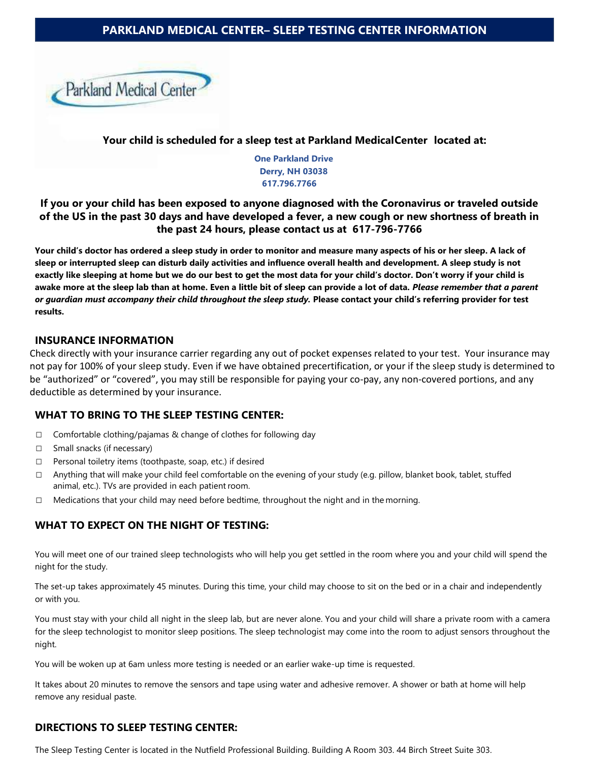# PARKLAND MEDICAL CENTER– SLEEP TESTING CENTER INFORMATION

Parkland Medical Center

**Your child is scheduled for a sleep test at Parkland MedicalCenter located at:**

**One Parkland Drive**
**Derry, NH 03038**
**617.796.7766**

### If you or your child has been exposed to anyone diagnosed with the Coronavirus or traveled outside of the US in the past 30 days and have developed a fever, a new cough or new shortness of breath in the past 24 hours, please contact us at 617-796-7766

**Your child's doctor has ordered a sleep study in order to monitor and measure many aspects of his or her sleep. A lack of sleep or interrupted sleep can disturb daily activities and influence overall health and development. A sleep study is not exactly like sleeping at home but we do our best to get the most data for your child's doctor. Don't worry if your child is awake more at the sleep lab than at home. Even a little bit of sleep can provide a lot of data. *Please remember that a parent or guardian must accompany their child throughout the sleep study.* Please contact your child's referring provider for test results.**

## INSURANCE INFORMATION

Check directly with your insurance carrier regarding any out of pocket expenses related to your test. Your insurance may not pay for 100% of your sleep study. Even if we have obtained precertification, or your if the sleep study is determined to be "authorized" or "covered", you may still be responsible for paying your co-pay, any non-covered portions, and any deductible as determined by your insurance.

## WHAT TO BRING TO THE SLEEP TESTING CENTER:

- ☐ Comfortable clothing/pajamas & change of clothes for following day
- ☐ Small snacks (if necessary)
- ☐ Personal toiletry items (toothpaste, soap, etc.) if desired
- ☐ Anything that will make your child feel comfortable on the evening of your study (e.g. pillow, blanket book, tablet, stuffed animal, etc.). TVs are provided in each patient room.
- ☐ Medications that your child may need before bedtime, throughout the night and in the morning.

## WHAT TO EXPECT ON THE NIGHT OF TESTING:

You will meet one of our trained sleep technologists who will help you get settled in the room where you and your child will spend the night for the study.

The set-up takes approximately 45 minutes. During this time, your child may choose to sit on the bed or in a chair and independently or with you.

You must stay with your child all night in the sleep lab, but are never alone. You and your child will share a private room with a camera for the sleep technologist to monitor sleep positions. The sleep technologist may come into the room to adjust sensors throughout the night.

You will be woken up at 6am unless more testing is needed or an earlier wake-up time is requested.

It takes about 20 minutes to remove the sensors and tape using water and adhesive remover. A shower or bath at home will help remove any residual paste.

## DIRECTIONS TO SLEEP TESTING CENTER:

The Sleep Testing Center is located in the Nutfield Professional Building. Building A Room 303. 44 Birch Street Suite 303.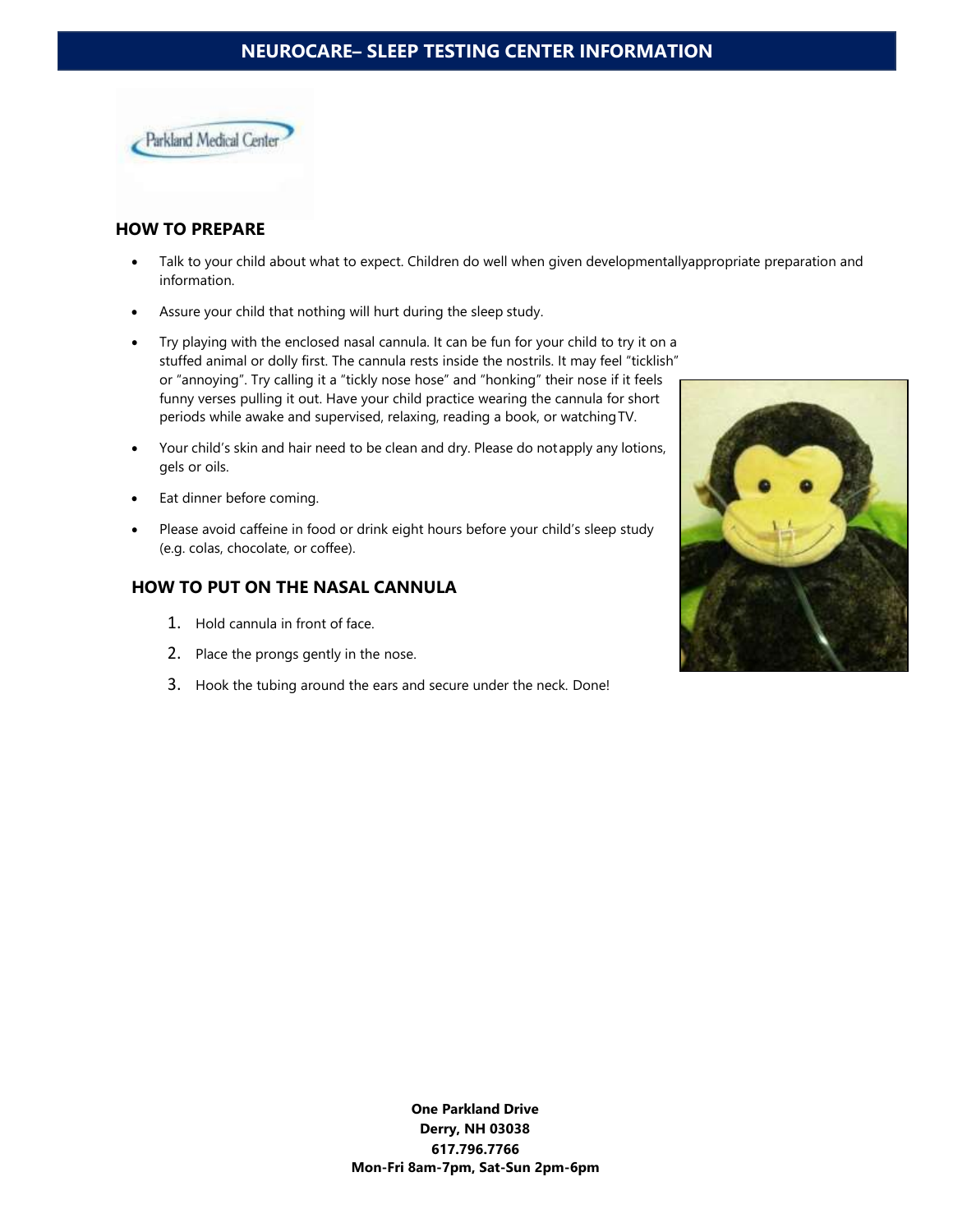# NEUROCARE– SLEEP TESTING CENTER INFORMATION

Parkland Medical Center

## HOW TO PREPARE

- Talk to your child about what to expect. Children do well when given developmentallyappropriate preparation and information.
- Assure your child that nothing will hurt during the sleep study.
- Try playing with the enclosed nasal cannula. It can be fun for your child to try it on a stuffed animal or dolly first. The cannula rests inside the nostrils. It may feel "ticklish" or "annoying". Try calling it a "tickly nose hose" and "honking" their nose if it feels funny verses pulling it out. Have your child practice wearing the cannula for short periods while awake and supervised, relaxing, reading a book, or watching TV.
- Your child's skin and hair need to be clean and dry. Please do not apply any lotions, gels or oils.
- Eat dinner before coming.
- Please avoid caffeine in food or drink eight hours before your child's sleep study (e.g. colas, chocolate, or coffee).

## HOW TO PUT ON THE NASAL CANNULA

1. Hold cannula in front of face.
2. Place the prongs gently in the nose.
3. Hook the tubing around the ears and secure under the neck. Done!

**One Parkland Drive**
**Derry, NH 03038**
**617.796.7766**
**Mon-Fri 8am-7pm, Sat-Sun 2pm-6pm**